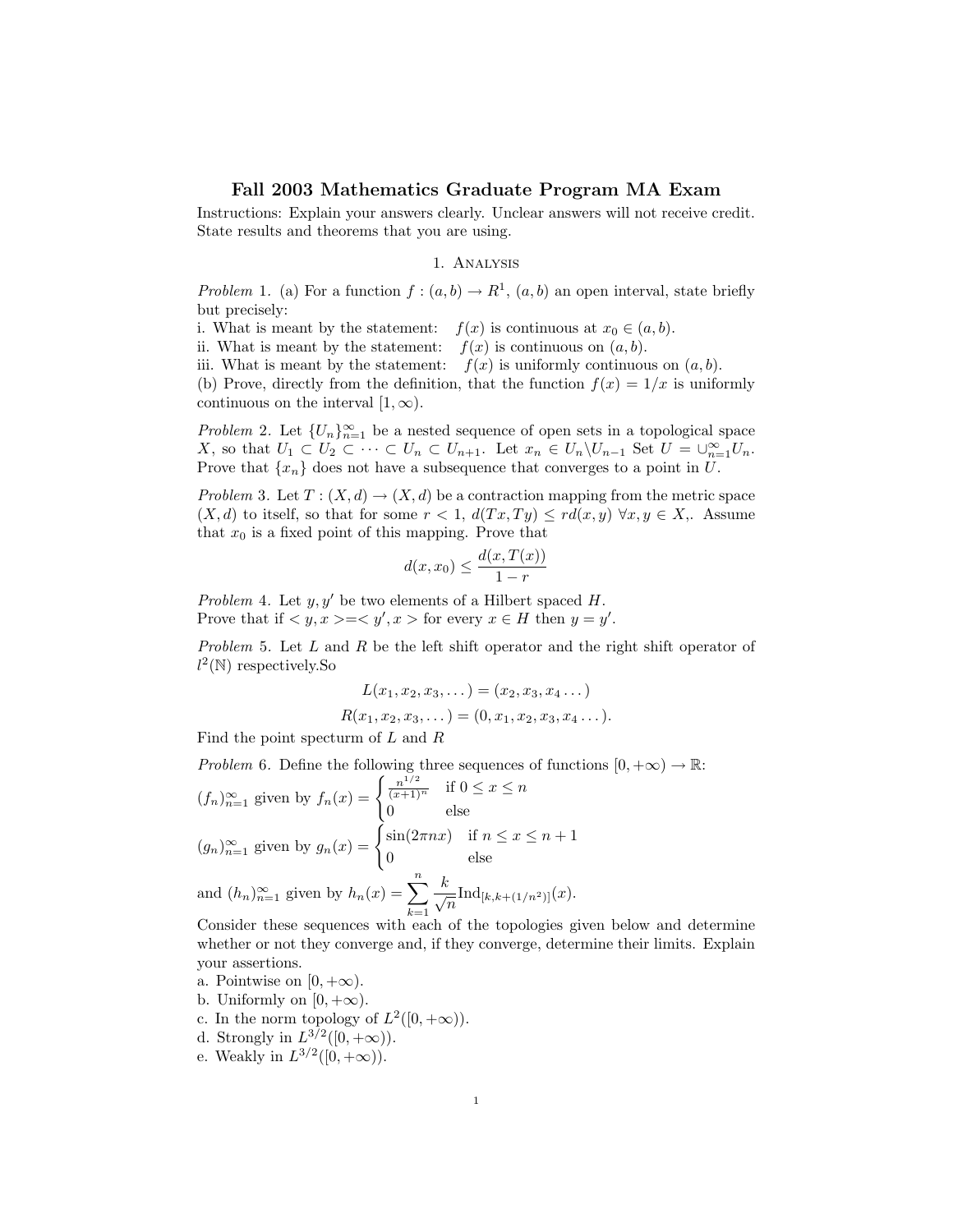# Fall 2003 Mathematics Graduate Program MA Exam

Instructions: Explain your answers clearly. Unclear answers will not receive credit. State results and theorems that you are using.

## 1. Analysis

*Problem* 1. (a) For a function $f : (a, b) \to R^1$, $(a, b)$ an open interval, state briefly but precisely:
i. What is meant by the statement: $f(x)$ is continuous at $x_0 \in (a, b)$.
ii. What is meant by the statement: $f(x)$ is continuous on $(a, b)$.
iii. What is meant by the statement: $f(x)$ is uniformly continuous on $(a, b)$.
(b) Prove, directly from the definition, that the function $f(x) = 1/x$ is uniformly continuous on the interval $[1, \infty)$.

*Problem* 2. Let $\{U_n\}_{n=1}^{\infty}$ be a nested sequence of open sets in a topological space $X$, so that $U_1 \subset U_2 \subset \cdots \subset U_n \subset U_{n+1}$. Let $x_n \in U_n \backslash U_{n-1}$ Set $U = \cup_{n=1}^{\infty} U_n$. Prove that $\{x_n\}$ does not have a subsequence that converges to a point in $U$.

*Problem* 3. Let $T : (X, d) \to (X, d)$ be a contraction mapping from the metric space $(X, d)$ to itself, so that for some $r < 1$, $d(Tx, Ty) \leq r d(x, y)$ $\forall x, y \in X$,. Assume that $x_0$ is a fixed point of this mapping. Prove that

$$d(x, x_0) \leq \frac{d(x, T(x))}{1 - r}$$

*Problem* 4. Let $y, y'$ be two elements of a Hilbert spaced $H$.
Prove that if $< y, x >=< y', x >$ for every $x \in H$ then $y = y'$.

*Problem* 5. Let $L$ and $R$ be the left shift operator and the right shift operator of $l^2(\mathbb{N})$ respectively.So

$$L(x_1, x_2, x_3, \dots) = (x_2, x_3, x_4 \dots)$$
$$R(x_1, x_2, x_3, \dots) = (0, x_1, x_2, x_3, x_4 \dots).$$

Find the point specturm of $L$ and $R$

*Problem* 6. Define the following three sequences of functions $[0, +\infty) \to \mathbb{R}$:

$(f_n)_{n=1}^{\infty}$ given by $f_n(x) = \begin{cases} \frac{n^{1/2}}{(x+1)^n} & \text{if } 0 \leq x \leq n \\ 0 & \text{else} \end{cases}$

$(g_n)_{n=1}^{\infty}$ given by $g_n(x) = \begin{cases} \sin(2\pi n x) & \text{if } n \leq x \leq n+1 \\ 0 & \text{else} \end{cases}$

and $(h_n)_{n=1}^{\infty}$ given by $h_n(x) = \displaystyle\sum_{k=1}^{n} \frac{k}{\sqrt{n}} \text{Ind}_{[k, k+(1/n^2)]}(x)$.

Consider these sequences with each of the topologies given below and determine whether or not they converge and, if they converge, determine their limits. Explain your assertions.
a. Pointwise on $[0, +\infty)$.
b. Uniformly on $[0, +\infty)$.
c. In the norm topology of $L^2([0, +\infty))$.
d. Strongly in $L^{3/2}([0, +\infty))$.
e. Weakly in $L^{3/2}([0, +\infty))$.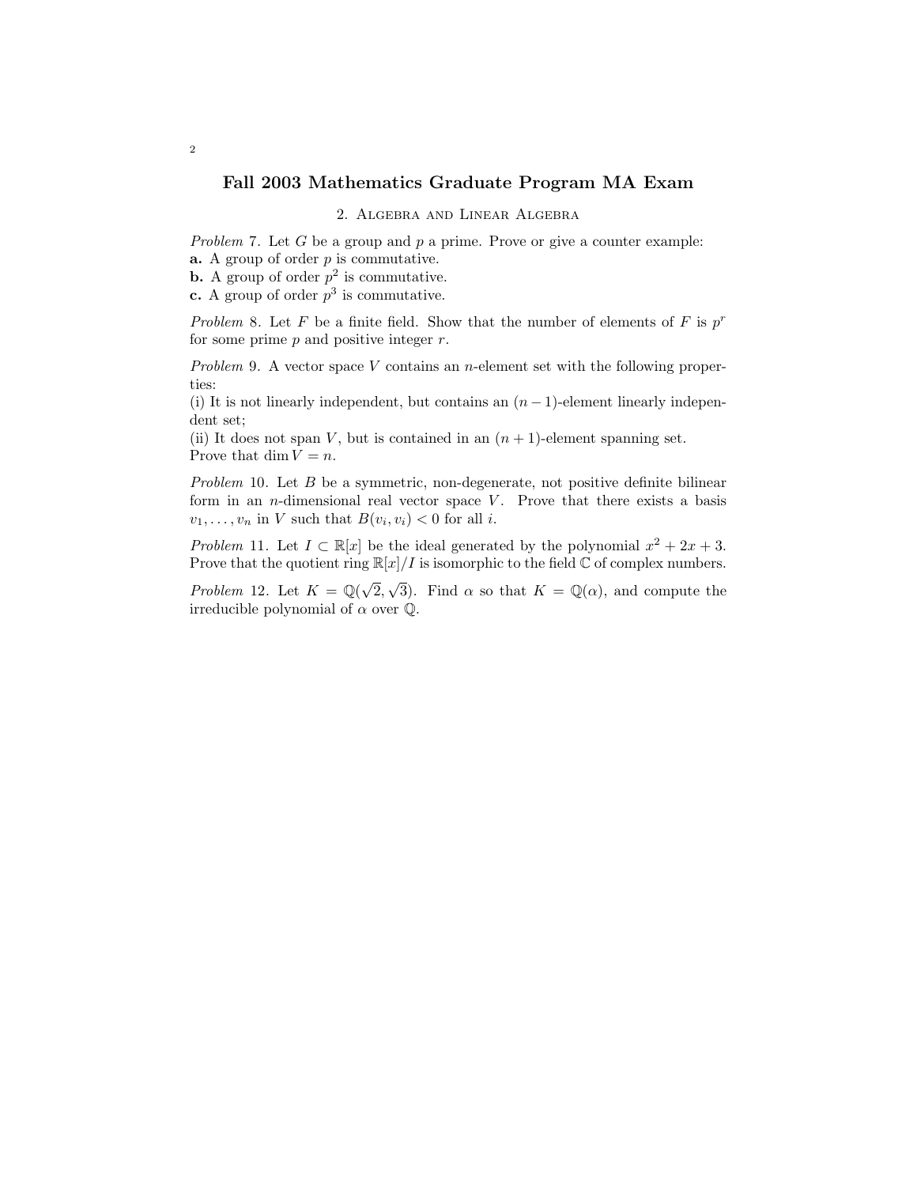# Fall 2003 Mathematics Graduate Program MA Exam

## 2. Algebra and Linear Algebra

*Problem* 7. Let $G$ be a group and $p$ a prime. Prove or give a counter example:
**a.** A group of order $p$ is commutative.
**b.** A group of order $p^2$ is commutative.
**c.** A group of order $p^3$ is commutative.

*Problem* 8. Let $F$ be a finite field. Show that the number of elements of $F$ is $p^r$ for some prime $p$ and positive integer $r$.

*Problem* 9. A vector space $V$ contains an $n$-element set with the following properties:
(i) It is not linearly independent, but contains an $(n-1)$-element linearly independent set;
(ii) It does not span $V$, but is contained in an $(n+1)$-element spanning set.
Prove that $\dim V = n$.

*Problem* 10. Let $B$ be a symmetric, non-degenerate, not positive definite bilinear form in an $n$-dimensional real vector space $V$. Prove that there exists a basis $v_1, \ldots, v_n$ in $V$ such that $B(v_i, v_i) < 0$ for all $i$.

*Problem* 11. Let $I \subset \mathbb{R}[x]$ be the ideal generated by the polynomial $x^2 + 2x + 3$. Prove that the quotient ring $\mathbb{R}[x]/I$ is isomorphic to the field $\mathbb{C}$ of complex numbers.

*Problem* 12. Let $K = \mathbb{Q}(\sqrt{2}, \sqrt{3})$. Find $\alpha$ so that $K = \mathbb{Q}(\alpha)$, and compute the irreducible polynomial of $\alpha$ over $\mathbb{Q}$.